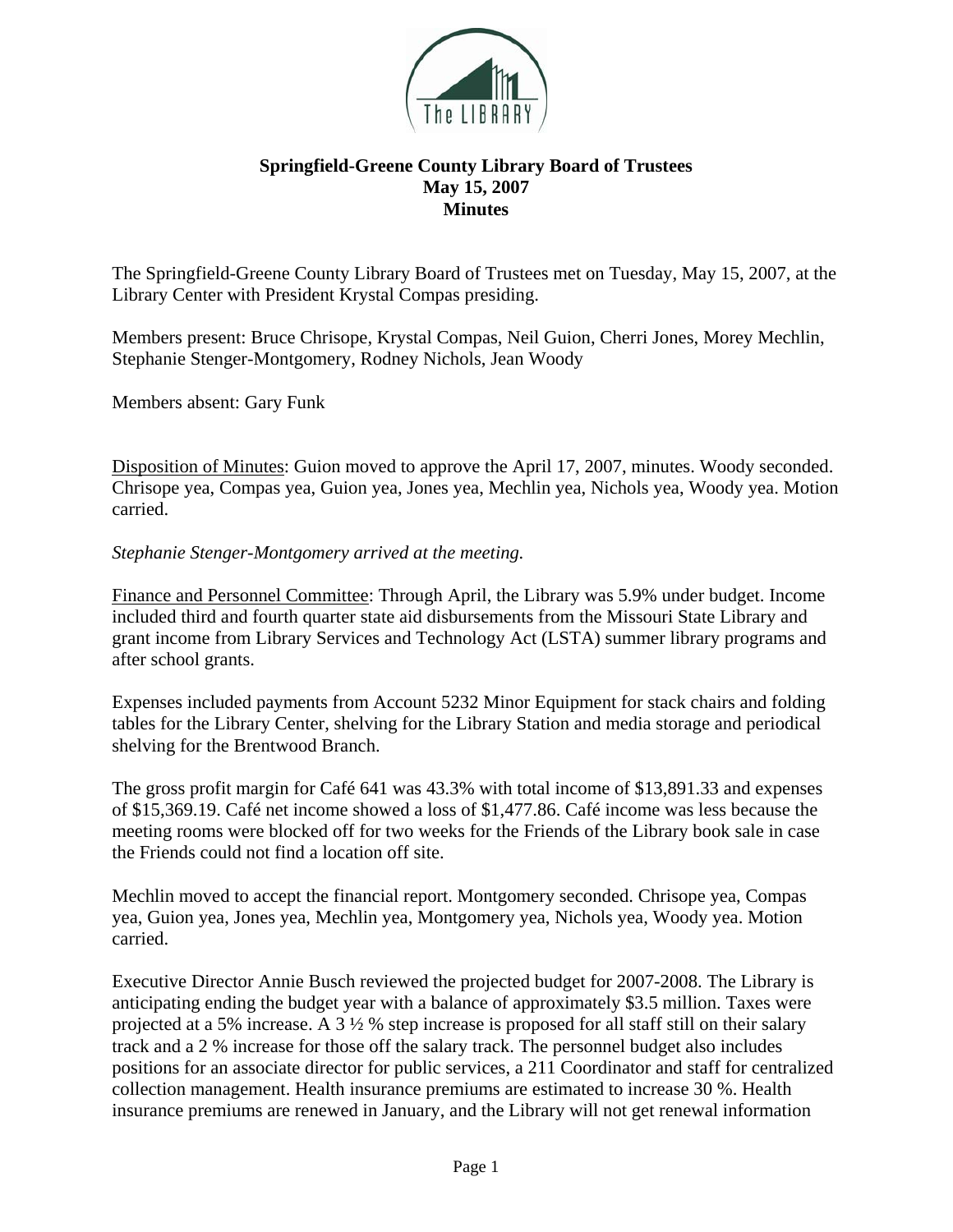# Springfield-Greene County Library Board of Trustees
## May 15, 2007
## Minutes

The Springfield-Greene County Library Board of Trustees met on Tuesday, May 15, 2007, at the Library Center with President Krystal Compas presiding.

Members present: Bruce Chrisope, Krystal Compas, Neil Guion, Cherri Jones, Morey Mechlin, Stephanie Stenger-Montgomery, Rodney Nichols, Jean Woody

Members absent: Gary Funk

Disposition of Minutes: Guion moved to approve the April 17, 2007, minutes. Woody seconded. Chrisope yea, Compas yea, Guion yea, Jones yea, Mechlin yea, Nichols yea, Woody yea. Motion carried.

*Stephanie Stenger-Montgomery arrived at the meeting.*

Finance and Personnel Committee: Through April, the Library was 5.9% under budget. Income included third and fourth quarter state aid disbursements from the Missouri State Library and grant income from Library Services and Technology Act (LSTA) summer library programs and after school grants.

Expenses included payments from Account 5232 Minor Equipment for stack chairs and folding tables for the Library Center, shelving for the Library Station and media storage and periodical shelving for the Brentwood Branch.

The gross profit margin for Café 641 was 43.3% with total income of $13,891.33 and expenses of $15,369.19. Café net income showed a loss of $1,477.86. Café income was less because the meeting rooms were blocked off for two weeks for the Friends of the Library book sale in case the Friends could not find a location off site.

Mechlin moved to accept the financial report. Montgomery seconded. Chrisope yea, Compas yea, Guion yea, Jones yea, Mechlin yea, Montgomery yea, Nichols yea, Woody yea. Motion carried.

Executive Director Annie Busch reviewed the projected budget for 2007-2008. The Library is anticipating ending the budget year with a balance of approximately $3.5 million. Taxes were projected at a 5% increase. A 3 ½ % step increase is proposed for all staff still on their salary track and a 2 % increase for those off the salary track. The personnel budget also includes positions for an associate director for public services, a 211 Coordinator and staff for centralized collection management. Health insurance premiums are estimated to increase 30 %. Health insurance premiums are renewed in January, and the Library will not get renewal information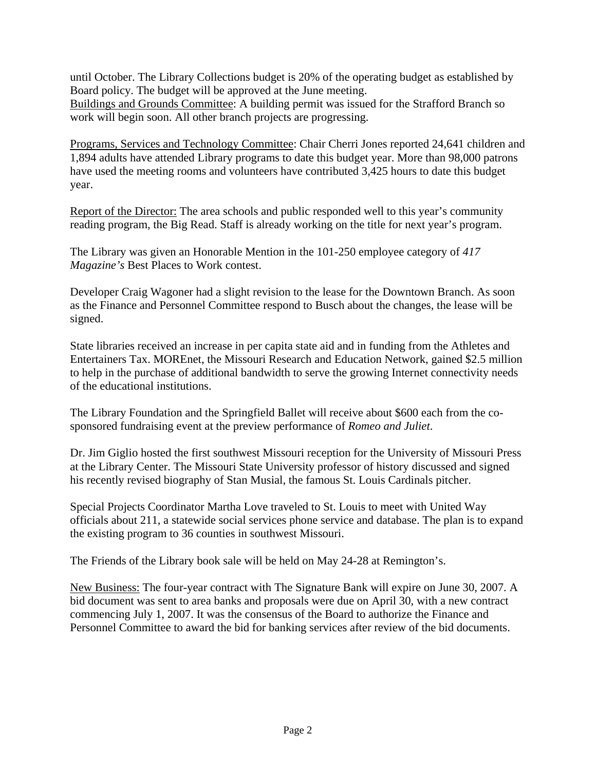until October. The Library Collections budget is 20% of the operating budget as established by Board policy. The budget will be approved at the June meeting.
<u>Buildings and Grounds Committee</u>: A building permit was issued for the Strafford Branch so work will begin soon. All other branch projects are progressing.

<u>Programs, Services and Technology Committee</u>: Chair Cherri Jones reported 24,641 children and 1,894 adults have attended Library programs to date this budget year. More than 98,000 patrons have used the meeting rooms and volunteers have contributed 3,425 hours to date this budget year.

<u>Report of the Director:</u> The area schools and public responded well to this year's community reading program, the Big Read. Staff is already working on the title for next year's program.

The Library was given an Honorable Mention in the 101-250 employee category of *417 Magazine's* Best Places to Work contest.

Developer Craig Wagoner had a slight revision to the lease for the Downtown Branch. As soon as the Finance and Personnel Committee respond to Busch about the changes, the lease will be signed.

State libraries received an increase in per capita state aid and in funding from the Athletes and Entertainers Tax. MOREnet, the Missouri Research and Education Network, gained $2.5 million to help in the purchase of additional bandwidth to serve the growing Internet connectivity needs of the educational institutions.

The Library Foundation and the Springfield Ballet will receive about $600 each from the co-sponsored fundraising event at the preview performance of *Romeo and Juliet*.

Dr. Jim Giglio hosted the first southwest Missouri reception for the University of Missouri Press at the Library Center. The Missouri State University professor of history discussed and signed his recently revised biography of Stan Musial, the famous St. Louis Cardinals pitcher.

Special Projects Coordinator Martha Love traveled to St. Louis to meet with United Way officials about 211, a statewide social services phone service and database. The plan is to expand the existing program to 36 counties in southwest Missouri.

The Friends of the Library book sale will be held on May 24-28 at Remington's.

<u>New Business:</u> The four-year contract with The Signature Bank will expire on June 30, 2007. A bid document was sent to area banks and proposals were due on April 30, with a new contract commencing July 1, 2007. It was the consensus of the Board to authorize the Finance and Personnel Committee to award the bid for banking services after review of the bid documents.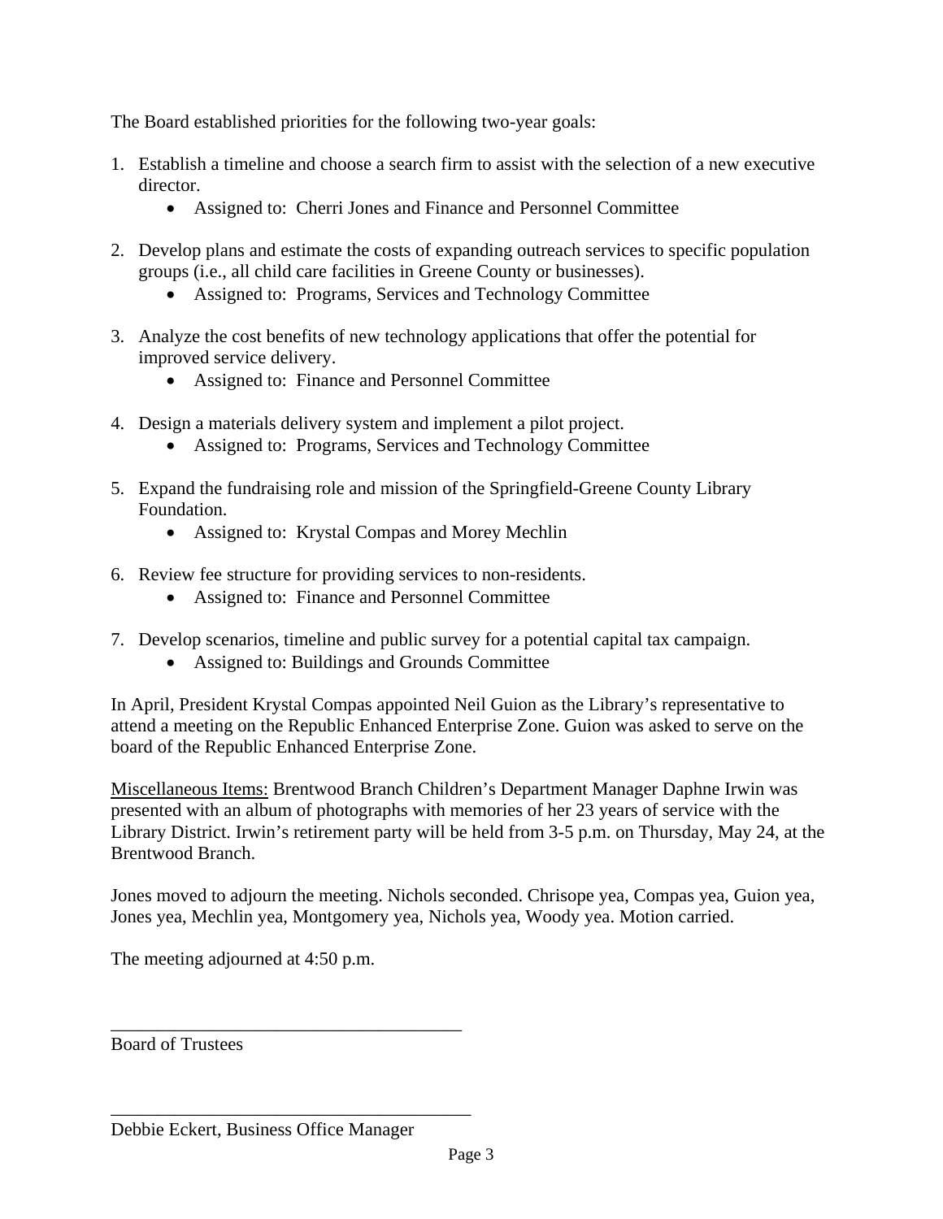The Board established priorities for the following two-year goals:

1. Establish a timeline and choose a search firm to assist with the selection of a new executive director.
    - Assigned to: Cherri Jones and Finance and Personnel Committee

2. Develop plans and estimate the costs of expanding outreach services to specific population groups (i.e., all child care facilities in Greene County or businesses).
    - Assigned to: Programs, Services and Technology Committee

3. Analyze the cost benefits of new technology applications that offer the potential for improved service delivery.
    - Assigned to: Finance and Personnel Committee

4. Design a materials delivery system and implement a pilot project.
    - Assigned to: Programs, Services and Technology Committee

5. Expand the fundraising role and mission of the Springfield-Greene County Library Foundation.
    - Assigned to: Krystal Compas and Morey Mechlin

6. Review fee structure for providing services to non-residents.
    - Assigned to: Finance and Personnel Committee

7. Develop scenarios, timeline and public survey for a potential capital tax campaign.
    - Assigned to: Buildings and Grounds Committee

In April, President Krystal Compas appointed Neil Guion as the Library's representative to attend a meeting on the Republic Enhanced Enterprise Zone. Guion was asked to serve on the board of the Republic Enhanced Enterprise Zone.

<u>Miscellaneous Items:</u> Brentwood Branch Children's Department Manager Daphne Irwin was presented with an album of photographs with memories of her 23 years of service with the Library District. Irwin's retirement party will be held from 3-5 p.m. on Thursday, May 24, at the Brentwood Branch.

Jones moved to adjourn the meeting. Nichols seconded. Chrisope yea, Compas yea, Guion yea, Jones yea, Mechlin yea, Montgomery yea, Nichols yea, Woody yea. Motion carried.

The meeting adjourned at 4:50 p.m.

_______________________________________
Board of Trustees

_______________________________________
Debbie Eckert, Business Office Manager